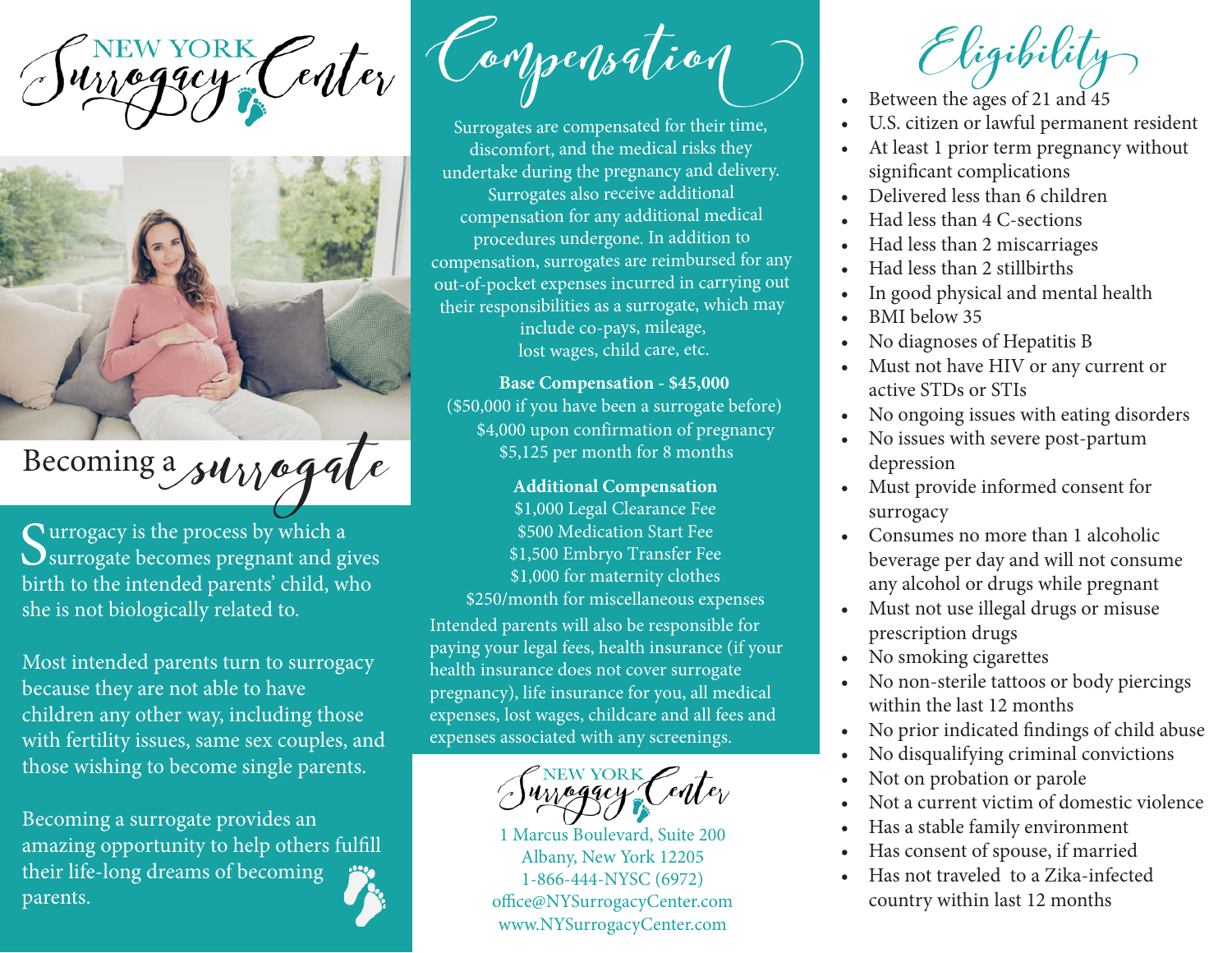# NEW YORK Surrogacy Center

## Becoming a surrogate

Surrogacy is the process by which a surrogate becomes pregnant and gives birth to the intended parents' child, who she is not biologically related to.

Most intended parents turn to surrogacy because they are not able to have children any other way, including those with fertility issues, same sex couples, and those wishing to become single parents.

Becoming a surrogate provides an amazing opportunity to help others fulfill their life-long dreams of becoming parents.

## Compensation

Surrogates are compensated for their time, discomfort, and the medical risks they undertake during the pregnancy and delivery. Surrogates also receive additional compensation for any additional medical procedures undergone. In addition to compensation, surrogates are reimbursed for any out-of-pocket expenses incurred in carrying out their responsibilities as a surrogate, which may include co-pays, mileage, lost wages, child care, etc.

**Base Compensation - $45,000**
($50,000 if you have been a surrogate before)
$4,000 upon confirmation of pregnancy
$5,125 per month for 8 months

**Additional Compensation**
$1,000 Legal Clearance Fee
$500 Medication Start Fee
$1,500 Embryo Transfer Fee
$1,000 for maternity clothes
$250/month for miscellaneous expenses

Intended parents will also be responsible for paying your legal fees, health insurance (if your health insurance does not cover surrogate pregnancy), life insurance for you, all medical expenses, lost wages, childcare and all fees and expenses associated with any screenings.

NEW YORK Surrogacy Center
1 Marcus Boulevard, Suite 200
Albany, New York 12205
1-866-444-NYSC (6972)
office@NYSurrogacyCenter.com
www.NYSurrogacyCenter.com

## Eligibility

- Between the ages of 21 and 45
- U.S. citizen or lawful permanent resident
- At least 1 prior term pregnancy without significant complications
- Delivered less than 6 children
- Had less than 4 C-sections
- Had less than 2 miscarriages
- Had less than 2 stillbirths
- In good physical and mental health
- BMI below 35
- No diagnoses of Hepatitis B
- Must not have HIV or any current or active STDs or STIs
- No ongoing issues with eating disorders
- No issues with severe post-partum depression
- Must provide informed consent for surrogacy
- Consumes no more than 1 alcoholic beverage per day and will not consume any alcohol or drugs while pregnant
- Must not use illegal drugs or misuse prescription drugs
- No smoking cigarettes
- No non-sterile tattoos or body piercings within the last 12 months
- No prior indicated findings of child abuse
- No disqualifying criminal convictions
- Not on probation or parole
- Not a current victim of domestic violence
- Has a stable family environment
- Has consent of spouse, if married
- Has not traveled to a Zika-infected country within last 12 months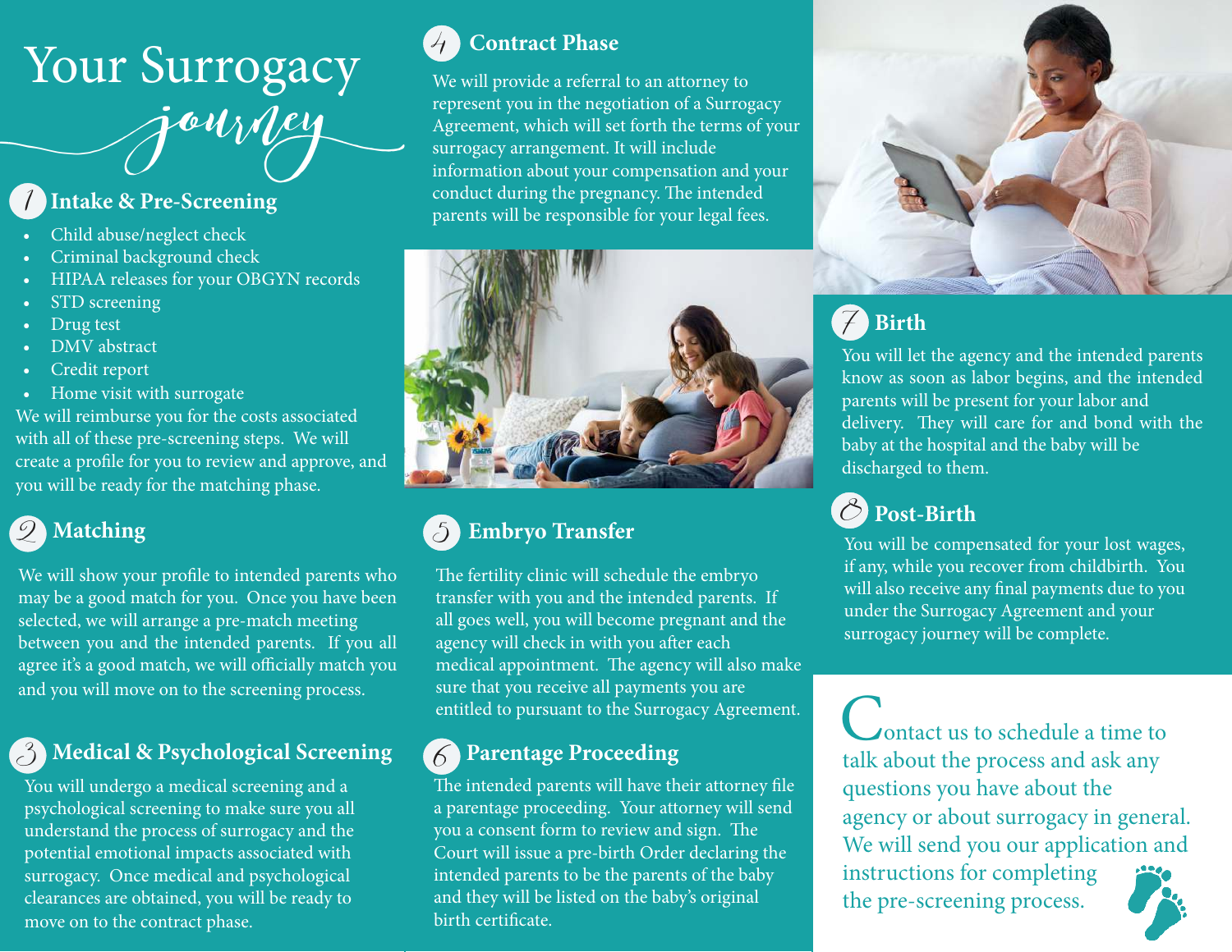# Your Surrogacy *journey*

## 1 Intake & Pre-Screening

- Child abuse/neglect check
- Criminal background check
- HIPAA releases for your OBGYN records
- STD screening
- Drug test
- DMV abstract
- Credit report
- Home visit with surrogate

We will reimburse you for the costs associated with all of these pre-screening steps. We will create a profile for you to review and approve, and you will be ready for the matching phase.

## 2 Matching

We will show your profile to intended parents who may be a good match for you. Once you have been selected, we will arrange a pre-match meeting between you and the intended parents. If you all agree it's a good match, we will officially match you and you will move on to the screening process.

## 3 Medical & Psychological Screening

You will undergo a medical screening and a psychological screening to make sure you all understand the process of surrogacy and the potential emotional impacts associated with surrogacy. Once medical and psychological clearances are obtained, you will be ready to move on to the contract phase.

## 4 Contract Phase

We will provide a referral to an attorney to represent you in the negotiation of a Surrogacy Agreement, which will set forth the terms of your surrogacy arrangement. It will include information about your compensation and your conduct during the pregnancy. The intended parents will be responsible for your legal fees.

## 5 Embryo Transfer

The fertility clinic will schedule the embryo transfer with you and the intended parents. If all goes well, you will become pregnant and the agency will check in with you after each medical appointment. The agency will also make sure that you receive all payments you are entitled to pursuant to the Surrogacy Agreement.

## 6 Parentage Proceeding

The intended parents will have their attorney file a parentage proceeding. Your attorney will send you a consent form to review and sign. The Court will issue a pre-birth Order declaring the intended parents to be the parents of the baby and they will be listed on the baby's original birth certificate.

## 7 Birth

You will let the agency and the intended parents know as soon as labor begins, and the intended parents will be present for your labor and delivery. They will care for and bond with the baby at the hospital and the baby will be discharged to them.

## 8 Post-Birth

You will be compensated for your lost wages, if any, while you recover from childbirth. You will also receive any final payments due to you under the Surrogacy Agreement and your surrogacy journey will be complete.

Contact us to schedule a time to talk about the process and ask any questions you have about the agency or about surrogacy in general. We will send you our application and instructions for completing the pre-screening process.